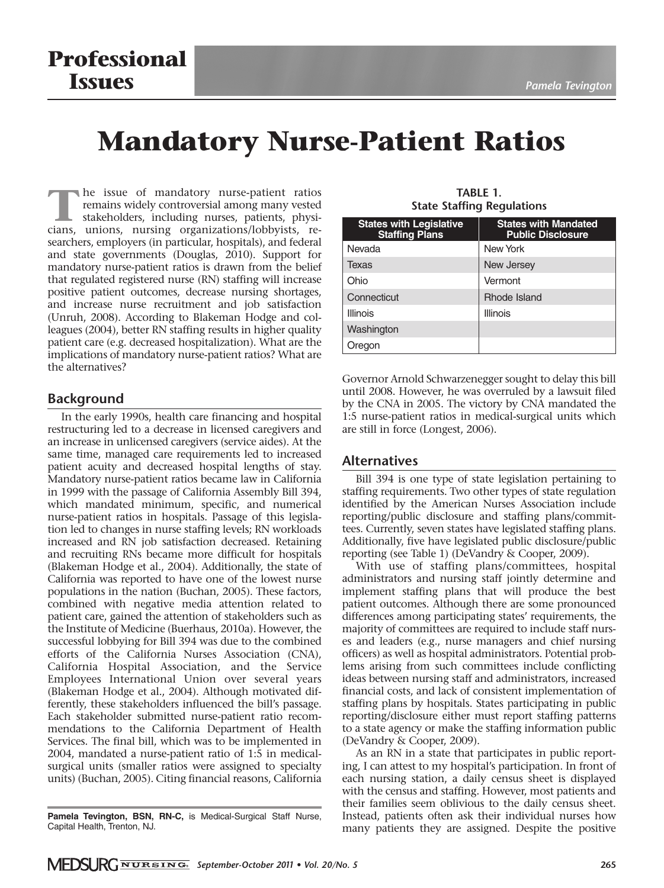# Professional Issues

Pamela Tevington

# Mandatory Nurse-Patient Ratios

The issue of mandatory nurse-patient ratios remains widely controversial among many vested stakeholders, including nurses, patients, physicians, unions, nursing organizations/lobbyists, researchers, employers (in particular, hospitals), and federal and state governments (Douglas, 2010). Support for mandatory nurse-patient ratios is drawn from the belief that regulated registered nurse (RN) staffing will increase positive patient outcomes, decrease nursing shortages, and increase nurse recruitment and job satisfaction (Unruh, 2008). According to Blakeman Hodge and colleagues (2004), better RN staffing results in higher quality patient care (e.g. decreased hospitalization). What are the implications of mandatory nurse-patient ratios? What are the alternatives?

## Background

In the early 1990s, health care financing and hospital restructuring led to a decrease in licensed caregivers and an increase in unlicensed caregivers (service aides). At the same time, managed care requirements led to increased patient acuity and decreased hospital lengths of stay. Mandatory nurse-patient ratios became law in California in 1999 with the passage of California Assembly Bill 394, which mandated minimum, specific, and numerical nurse-patient ratios in hospitals. Passage of this legislation led to changes in nurse staffing levels; RN workloads increased and RN job satisfaction decreased. Retaining and recruiting RNs became more difficult for hospitals (Blakeman Hodge et al., 2004). Additionally, the state of California was reported to have one of the lowest nurse populations in the nation (Buchan, 2005). These factors, combined with negative media attention related to patient care, gained the attention of stakeholders such as the Institute of Medicine (Buerhaus, 2010a). However, the successful lobbying for Bill 394 was due to the combined efforts of the California Nurses Association (CNA), California Hospital Association, and the Service Employees International Union over several years (Blakeman Hodge et al., 2004). Although motivated differently, these stakeholders influenced the bill's passage. Each stakeholder submitted nurse-patient ratio recommendations to the California Department of Health Services. The final bill, which was to be implemented in 2004, mandated a nurse-patient ratio of 1:5 in medical-surgical units (smaller ratios were assigned to specialty units) (Buchan, 2005). Citing financial reasons, California Governor Arnold Schwarzenegger sought to delay this bill until 2008. However, he was overruled by a lawsuit filed by the CNA in 2005. The victory by CNA mandated the 1:5 nurse-patient ratios in medical-surgical units which are still in force (Longest, 2006).

**Pamela Tevington, BSN, RN-C,** is Medical-Surgical Staff Nurse, Capital Health, Trenton, NJ.

**TABLE 1.**
**State Staffing Regulations**

| States with Legislative Staffing Plans | States with Mandated Public Disclosure |
|---|---|
| Nevada | New York |
| Texas | New Jersey |
| Ohio | Vermont |
| Connecticut | Rhode Island |
| Illinois | Illinois |
| Washington | |
| Oregon | |

## Alternatives

Bill 394 is one type of state legislation pertaining to staffing requirements. Two other types of state regulation identified by the American Nurses Association include reporting/public disclosure and staffing plans/committees. Currently, seven states have legislated staffing plans. Additionally, five have legislated public disclosure/public reporting (see Table 1) (DeVandry & Cooper, 2009).

With use of staffing plans/committees, hospital administrators and nursing staff jointly determine and implement staffing plans that will produce the best patient outcomes. Although there are some pronounced differences among participating states' requirements, the majority of committees are required to include staff nurses and leaders (e.g., nurse managers and chief nursing officers) as well as hospital administrators. Potential problems arising from such committees include conflicting ideas between nursing staff and administrators, increased financial costs, and lack of consistent implementation of staffing plans by hospitals. States participating in public reporting/disclosure either must report staffing patterns to a state agency or make the staffing information public (DeVandry & Cooper, 2009).

As an RN in a state that participates in public reporting, I can attest to my hospital's participation. In front of each nursing station, a daily census sheet is displayed with the census and staffing. However, most patients and their families seem oblivious to the daily census sheet. Instead, patients often ask their individual nurses how many patients they are assigned. Despite the positive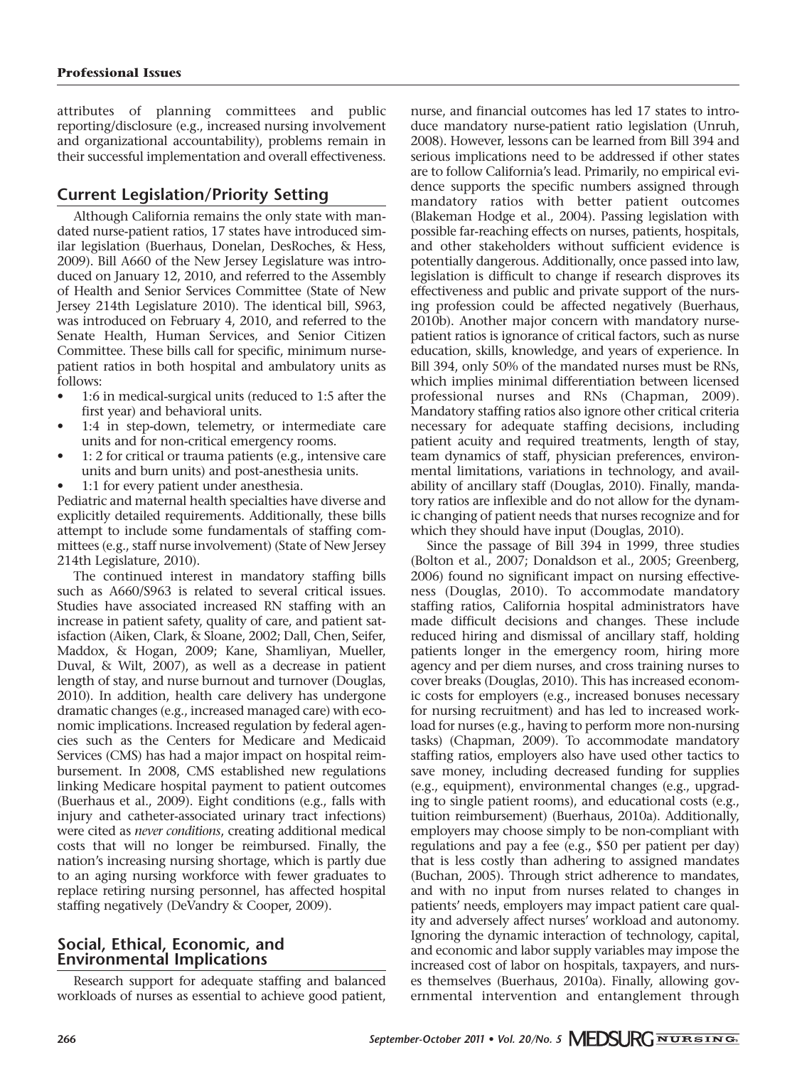attributes of planning committees and public reporting/disclosure (e.g., increased nursing involvement and organizational accountability), problems remain in their successful implementation and overall effectiveness.

## Current Legislation/Priority Setting

Although California remains the only state with mandated nurse-patient ratios, 17 states have introduced similar legislation (Buerhaus, Donelan, DesRoches, & Hess, 2009). Bill A660 of the New Jersey Legislature was introduced on January 12, 2010, and referred to the Assembly of Health and Senior Services Committee (State of New Jersey 214th Legislature 2010). The identical bill, S963, was introduced on February 4, 2010, and referred to the Senate Health, Human Services, and Senior Citizen Committee. These bills call for specific, minimum nurse-patient ratios in both hospital and ambulatory units as follows:

- 1:6 in medical-surgical units (reduced to 1:5 after the first year) and behavioral units.
- 1:4 in step-down, telemetry, or intermediate care units and for non-critical emergency rooms.
- 1: 2 for critical or trauma patients (e.g., intensive care units and burn units) and post-anesthesia units.
- 1:1 for every patient under anesthesia.

Pediatric and maternal health specialties have diverse and explicitly detailed requirements. Additionally, these bills attempt to include some fundamentals of staffing committees (e.g., staff nurse involvement) (State of New Jersey 214th Legislature, 2010).

The continued interest in mandatory staffing bills such as A660/S963 is related to several critical issues. Studies have associated increased RN staffing with an increase in patient safety, quality of care, and patient satisfaction (Aiken, Clark, & Sloane, 2002; Dall, Chen, Seifer, Maddox, & Hogan, 2009; Kane, Shamliyan, Mueller, Duval, & Wilt, 2007), as well as a decrease in patient length of stay, and nurse burnout and turnover (Douglas, 2010). In addition, health care delivery has undergone dramatic changes (e.g., increased managed care) with economic implications. Increased regulation by federal agencies such as the Centers for Medicare and Medicaid Services (CMS) has had a major impact on hospital reimbursement. In 2008, CMS established new regulations linking Medicare hospital payment to patient outcomes (Buerhaus et al., 2009). Eight conditions (e.g., falls with injury and catheter-associated urinary tract infections) were cited as *never conditions*, creating additional medical costs that will no longer be reimbursed. Finally, the nation's increasing nursing shortage, which is partly due to an aging nursing workforce with fewer graduates to replace retiring nursing personnel, has affected hospital staffing negatively (DeVandry & Cooper, 2009).

## Social, Ethical, Economic, and Environmental Implications

Research support for adequate staffing and balanced workloads of nurses as essential to achieve good patient, nurse, and financial outcomes has led 17 states to introduce mandatory nurse-patient ratio legislation (Unruh, 2008). However, lessons can be learned from Bill 394 and serious implications need to be addressed if other states are to follow California's lead. Primarily, no empirical evidence supports the specific numbers assigned through mandatory ratios with better patient outcomes (Blakeman Hodge et al., 2004). Passing legislation with possible far-reaching effects on nurses, patients, hospitals, and other stakeholders without sufficient evidence is potentially dangerous. Additionally, once passed into law, legislation is difficult to change if research disproves its effectiveness and public and private support of the nursing profession could be affected negatively (Buerhaus, 2010b). Another major concern with mandatory nurse-patient ratios is ignorance of critical factors, such as nurse education, skills, knowledge, and years of experience. In Bill 394, only 50% of the mandated nurses must be RNs, which implies minimal differentiation between licensed professional nurses and RNs (Chapman, 2009). Mandatory staffing ratios also ignore other critical criteria necessary for adequate staffing decisions, including patient acuity and required treatments, length of stay, team dynamics of staff, physician preferences, environmental limitations, variations in technology, and availability of ancillary staff (Douglas, 2010). Finally, mandatory ratios are inflexible and do not allow for the dynamic changing of patient needs that nurses recognize and for which they should have input (Douglas, 2010).

Since the passage of Bill 394 in 1999, three studies (Bolton et al., 2007; Donaldson et al., 2005; Greenberg, 2006) found no significant impact on nursing effectiveness (Douglas, 2010). To accommodate mandatory staffing ratios, California hospital administrators have made difficult decisions and changes. These include reduced hiring and dismissal of ancillary staff, holding patients longer in the emergency room, hiring more agency and per diem nurses, and cross training nurses to cover breaks (Douglas, 2010). This has increased economic costs for employers (e.g., increased bonuses necessary for nursing recruitment) and has led to increased workload for nurses (e.g., having to perform more non-nursing tasks) (Chapman, 2009). To accommodate mandatory staffing ratios, employers also have used other tactics to save money, including decreased funding for supplies (e.g., equipment), environmental changes (e.g., upgrading to single patient rooms), and educational costs (e.g., tuition reimbursement) (Buerhaus, 2010a). Additionally, employers may choose simply to be non-compliant with regulations and pay a fee (e.g., $50 per patient per day) that is less costly than adhering to assigned mandates (Buchan, 2005). Through strict adherence to mandates, and with no input from nurses related to changes in patients' needs, employers may impact patient care quality and adversely affect nurses' workload and autonomy. Ignoring the dynamic interaction of technology, capital, and economic and labor supply variables may impose the increased cost of labor on hospitals, taxpayers, and nurses themselves (Buerhaus, 2010a). Finally, allowing governmental intervention and entanglement through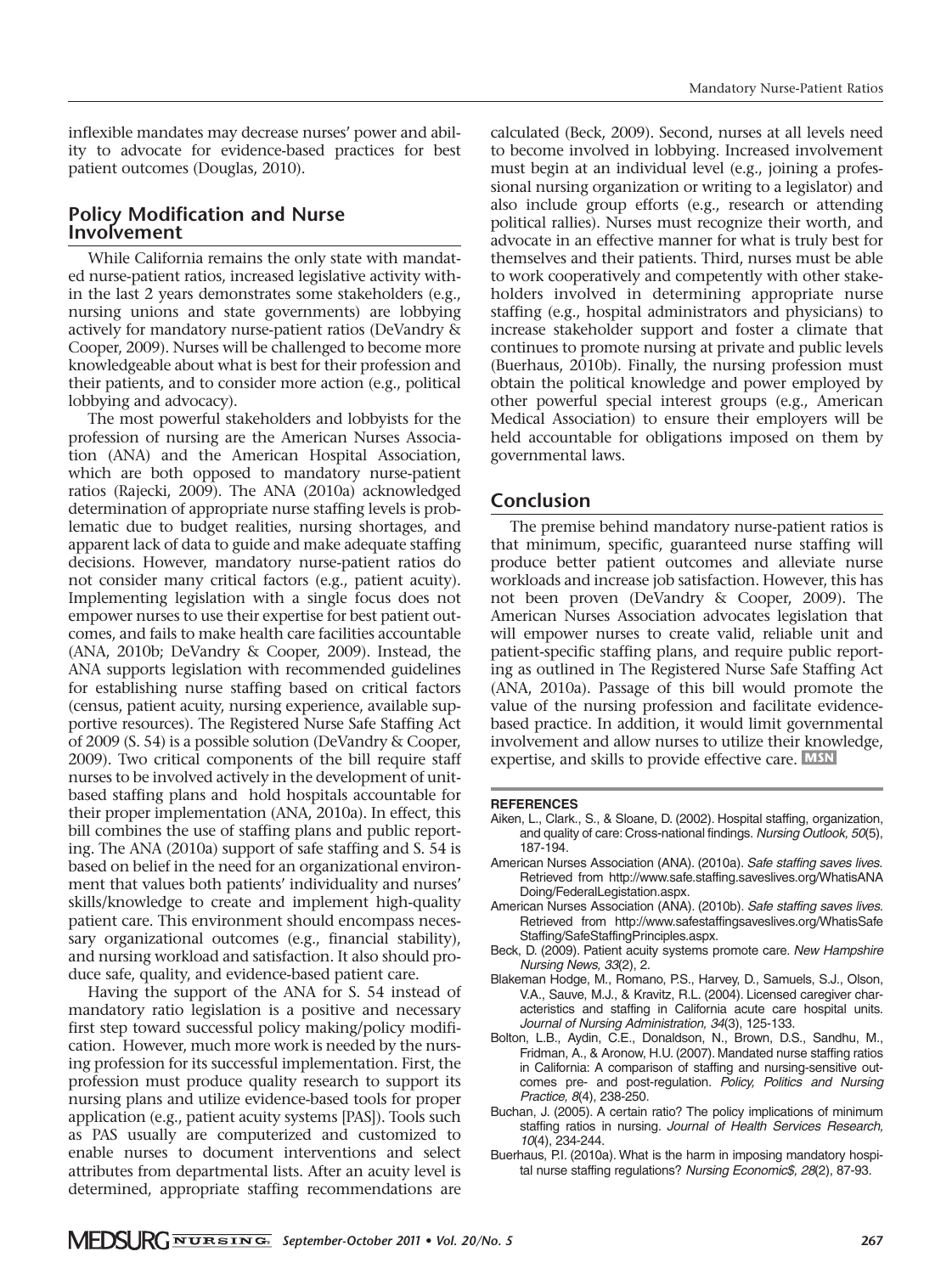inflexible mandates may decrease nurses' power and ability to advocate for evidence-based practices for best patient outcomes (Douglas, 2010).

## Policy Modification and Nurse Involvement

While California remains the only state with mandated nurse-patient ratios, increased legislative activity within the last 2 years demonstrates some stakeholders (e.g., nursing unions and state governments) are lobbying actively for mandatory nurse-patient ratios (DeVandry & Cooper, 2009). Nurses will be challenged to become more knowledgeable about what is best for their profession and their patients, and to consider more action (e.g., political lobbying and advocacy).

The most powerful stakeholders and lobbyists for the profession of nursing are the American Nurses Association (ANA) and the American Hospital Association, which are both opposed to mandatory nurse-patient ratios (Rajecki, 2009). The ANA (2010a) acknowledged determination of appropriate nurse staffing levels is problematic due to budget realities, nursing shortages, and apparent lack of data to guide and make adequate staffing decisions. However, mandatory nurse-patient ratios do not consider many critical factors (e.g., patient acuity). Implementing legislation with a single focus does not empower nurses to use their expertise for best patient outcomes, and fails to make health care facilities accountable (ANA, 2010b; DeVandry & Cooper, 2009). Instead, the ANA supports legislation with recommended guidelines for establishing nurse staffing based on critical factors (census, patient acuity, nursing experience, available supportive resources). The Registered Nurse Safe Staffing Act of 2009 (S. 54) is a possible solution (DeVandry & Cooper, 2009). Two critical components of the bill require staff nurses to be involved actively in the development of unit-based staffing plans and hold hospitals accountable for their proper implementation (ANA, 2010a). In effect, this bill combines the use of staffing plans and public reporting. The ANA (2010a) support of safe staffing and S. 54 is based on belief in the need for an organizational environment that values both patients' individuality and nurses' skills/knowledge to create and implement high-quality patient care. This environment should encompass necessary organizational outcomes (e.g., financial stability), and nursing workload and satisfaction. It also should produce safe, quality, and evidence-based patient care.

Having the support of the ANA for S. 54 instead of mandatory ratio legislation is a positive and necessary first step toward successful policy making/policy modification. However, much more work is needed by the nursing profession for its successful implementation. First, the profession must produce quality research to support its nursing plans and utilize evidence-based tools for proper application (e.g., patient acuity systems [PAS]). Tools such as PAS usually are computerized and customized to enable nurses to document interventions and select attributes from departmental lists. After an acuity level is determined, appropriate staffing recommendations are calculated (Beck, 2009). Second, nurses at all levels need to become involved in lobbying. Increased involvement must begin at an individual level (e.g., joining a professional nursing organization or writing to a legislator) and also include group efforts (e.g., research or attending political rallies). Nurses must recognize their worth, and advocate in an effective manner for what is truly best for themselves and their patients. Third, nurses must be able to work cooperatively and competently with other stakeholders involved in determining appropriate nurse staffing (e.g., hospital administrators and physicians) to increase stakeholder support and foster a climate that continues to promote nursing at private and public levels (Buerhaus, 2010b). Finally, the nursing profession must obtain the political knowledge and power employed by other powerful special interest groups (e.g., American Medical Association) to ensure their employers will be held accountable for obligations imposed on them by governmental laws.

## Conclusion

The premise behind mandatory nurse-patient ratios is that minimum, specific, guaranteed nurse staffing will produce better patient outcomes and alleviate nurse workloads and increase job satisfaction. However, this has not been proven (DeVandry & Cooper, 2009). The American Nurses Association advocates legislation that will empower nurses to create valid, reliable unit and patient-specific staffing plans, and require public reporting as outlined in The Registered Nurse Safe Staffing Act (ANA, 2010a). Passage of this bill would promote the value of the nursing profession and facilitate evidence-based practice. In addition, it would limit governmental involvement and allow nurses to utilize their knowledge, expertise, and skills to provide effective care. MSN

### REFERENCES

Aiken, L., Clark., S., & Sloane, D. (2002). Hospital staffing, organization, and quality of care: Cross-national findings. *Nursing Outlook, 50*(5), 187-194.

American Nurses Association (ANA). (2010a). *Safe staffing saves lives.* Retrieved from http://www.safe.staffing.saveslives.org/WhatisANADoing/FederalLegistation.aspx.

American Nurses Association (ANA). (2010b). *Safe staffing saves lives.* Retrieved from http://www.safestaffingsaveslives.org/WhatisSafeStaffing/SafeStaffingPrinciples.aspx.

Beck, D. (2009). Patient acuity systems promote care. *New Hampshire Nursing News, 33*(2), 2.

Blakeman Hodge, M., Romano, P.S., Harvey, D., Samuels, S.J., Olson, V.A., Sauve, M.J., & Kravitz, R.L. (2004). Licensed caregiver characteristics and staffing in California acute care hospital units. *Journal of Nursing Administration, 34*(3), 125-133.

Bolton, L.B., Aydin, C.E., Donaldson, N., Brown, D.S., Sandhu, M., Fridman, A., & Aronow, H.U. (2007). Mandated nurse staffing ratios in California: A comparison of staffing and nursing-sensitive outcomes pre- and post-regulation. *Policy, Politics and Nursing Practice, 8*(4), 238-250.

Buchan, J. (2005). A certain ratio? The policy implications of minimum staffing ratios in nursing. *Journal of Health Services Research, 10*(4), 234-244.

Buerhaus, P.I. (2010a). What is the harm in imposing mandatory hospital nurse staffing regulations? *Nursing Economic$, 28*(2), 87-93.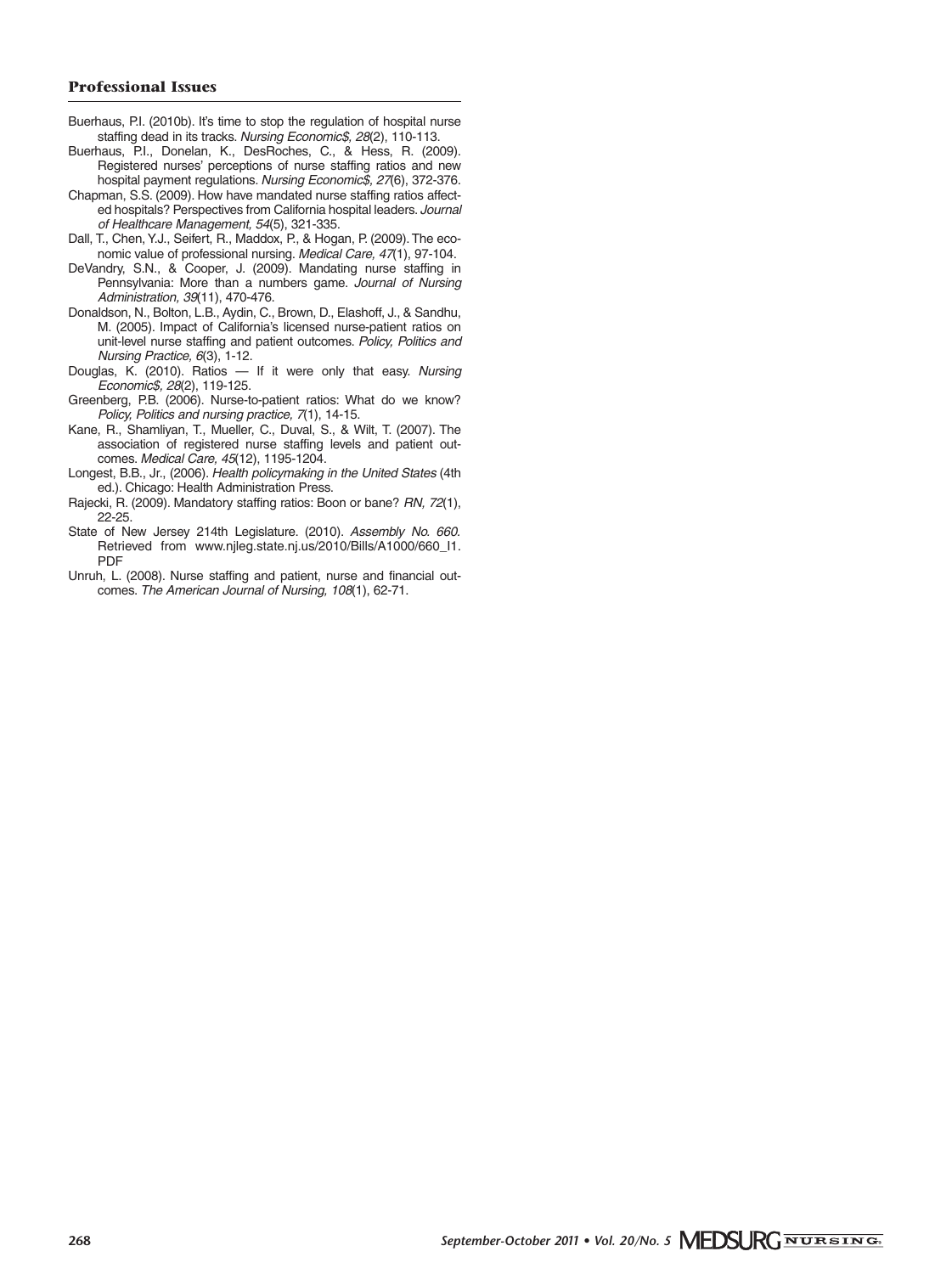Buerhaus, P.I. (2010b). It's time to stop the regulation of hospital nurse staffing dead in its tracks. *Nursing Economic$, 28*(2), 110-113.

Buerhaus, P.I., Donelan, K., DesRoches, C., & Hess, R. (2009). Registered nurses' perceptions of nurse staffing ratios and new hospital payment regulations. *Nursing Economic$, 27*(6), 372-376.

Chapman, S.S. (2009). How have mandated nurse staffing ratios affected hospitals? Perspectives from California hospital leaders. *Journal of Healthcare Management, 54*(5), 321-335.

Dall, T., Chen, Y.J., Seifert, R., Maddox, P., & Hogan, P. (2009). The economic value of professional nursing. *Medical Care, 47*(1), 97-104.

DeVandry, S.N., & Cooper, J. (2009). Mandating nurse staffing in Pennsylvania: More than a numbers game. *Journal of Nursing Administration, 39*(11), 470-476.

Donaldson, N., Bolton, L.B., Aydin, C., Brown, D., Elashoff, J., & Sandhu, M. (2005). Impact of California's licensed nurse-patient ratios on unit-level nurse staffing and patient outcomes. *Policy, Politics and Nursing Practice, 6*(3), 1-12.

Douglas, K. (2010). Ratios — If it were only that easy. *Nursing Economic$, 28*(2), 119-125.

Greenberg, P.B. (2006). Nurse-to-patient ratios: What do we know? *Policy, Politics and nursing practice, 7*(1), 14-15.

Kane, R., Shamliyan, T., Mueller, C., Duval, S., & Wilt, T. (2007). The association of registered nurse staffing levels and patient outcomes. *Medical Care, 45*(12), 1195-1204.

Longest, B.B., Jr., (2006). *Health policymaking in the United States* (4th ed.). Chicago: Health Administration Press.

Rajecki, R. (2009). Mandatory staffing ratios: Boon or bane? *RN, 72*(1), 22-25.

State of New Jersey 214th Legislature. (2010). *Assembly No. 660.* Retrieved from www.njleg.state.nj.us/2010/Bills/A1000/660_I1.PDF

Unruh, L. (2008). Nurse staffing and patient, nurse and financial outcomes. *The American Journal of Nursing, 108*(1), 62-71.